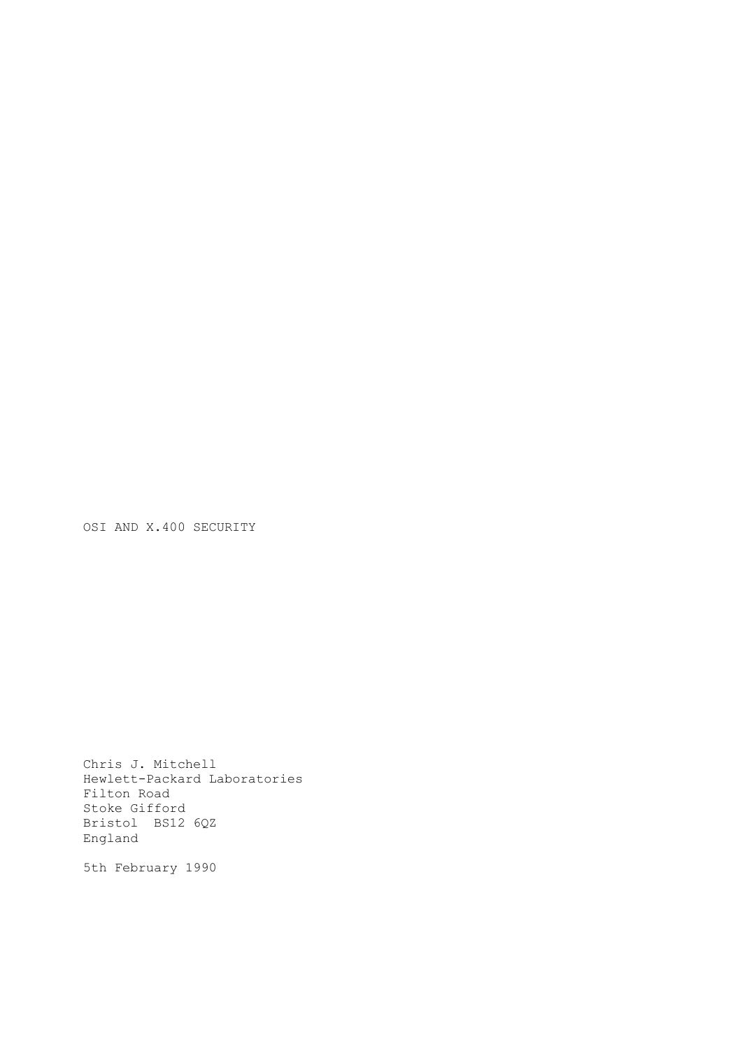# OSI AND X.400 SECURITY

Chris J. Mitchell
Hewlett-Packard Laboratories
Filton Road
Stoke Gifford
Bristol BS12 6QZ
England

5th February 1990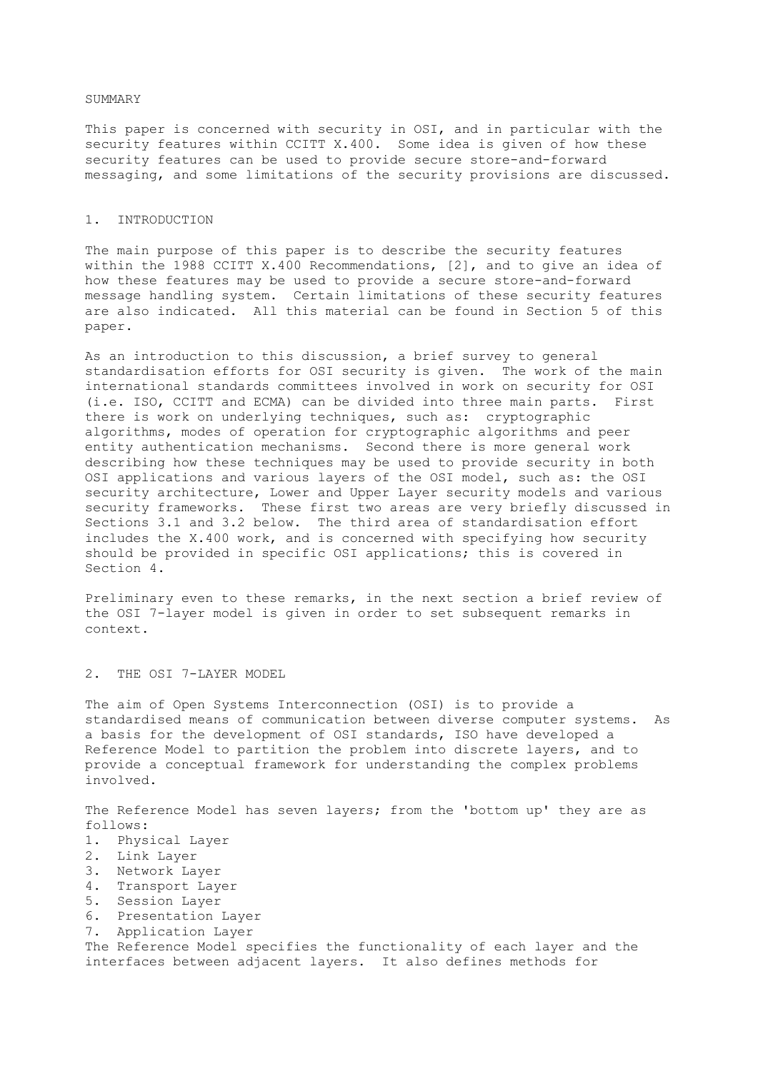## SUMMARY

This paper is concerned with security in OSI, and in particular with the security features within CCITT X.400. Some idea is given of how these security features can be used to provide secure store-and-forward messaging, and some limitations of the security provisions are discussed.

## 1. INTRODUCTION

The main purpose of this paper is to describe the security features within the 1988 CCITT X.400 Recommendations, [2], and to give an idea of how these features may be used to provide a secure store-and-forward message handling system. Certain limitations of these security features are also indicated. All this material can be found in Section 5 of this paper.

As an introduction to this discussion, a brief survey to general standardisation efforts for OSI security is given. The work of the main international standards committees involved in work on security for OSI (i.e. ISO, CCITT and ECMA) can be divided into three main parts. First there is work on underlying techniques, such as: cryptographic algorithms, modes of operation for cryptographic algorithms and peer entity authentication mechanisms. Second there is more general work describing how these techniques may be used to provide security in both OSI applications and various layers of the OSI model, such as: the OSI security architecture, Lower and Upper Layer security models and various security frameworks. These first two areas are very briefly discussed in Sections 3.1 and 3.2 below. The third area of standardisation effort includes the X.400 work, and is concerned with specifying how security should be provided in specific OSI applications; this is covered in Section 4.

Preliminary even to these remarks, in the next section a brief review of the OSI 7-layer model is given in order to set subsequent remarks in context.

## 2. THE OSI 7-LAYER MODEL

The aim of Open Systems Interconnection (OSI) is to provide a standardised means of communication between diverse computer systems. As a basis for the development of OSI standards, ISO have developed a Reference Model to partition the problem into discrete layers, and to provide a conceptual framework for understanding the complex problems involved.

The Reference Model has seven layers; from the 'bottom up' they are as follows:

1. Physical Layer
2. Link Layer
3. Network Layer
4. Transport Layer
5. Session Layer
6. Presentation Layer
7. Application Layer

The Reference Model specifies the functionality of each layer and the interfaces between adjacent layers. It also defines methods for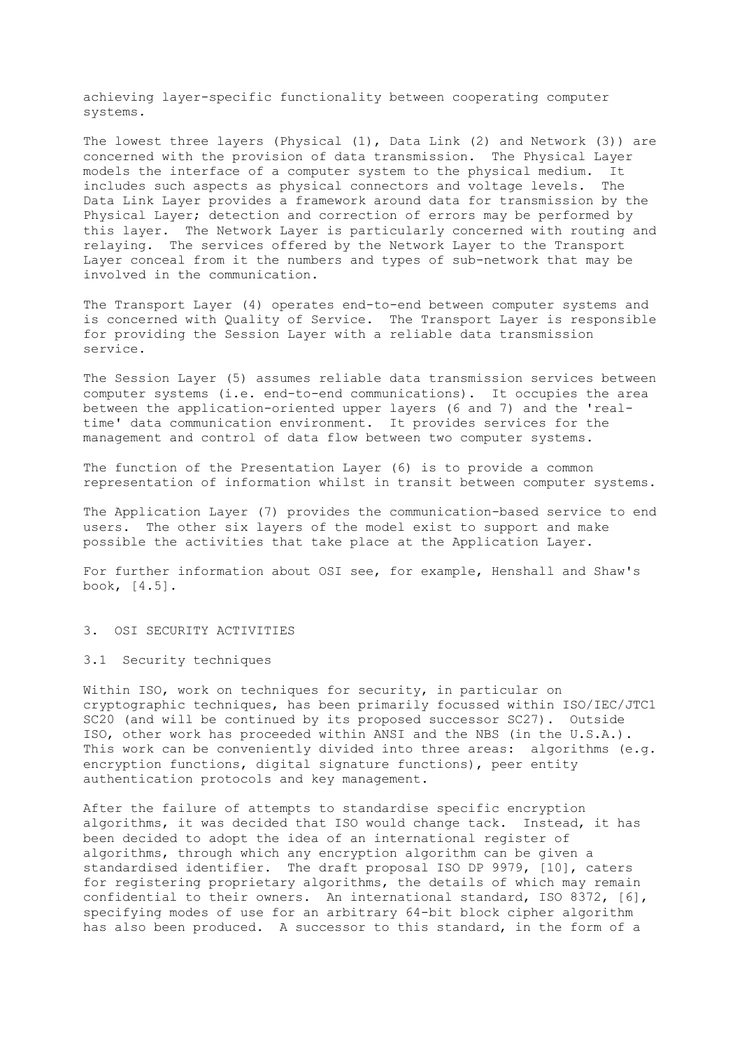achieving layer-specific functionality between cooperating computer systems.

The lowest three layers (Physical (1), Data Link (2) and Network (3)) are concerned with the provision of data transmission. The Physical Layer models the interface of a computer system to the physical medium. It includes such aspects as physical connectors and voltage levels. The Data Link Layer provides a framework around data for transmission by the Physical Layer; detection and correction of errors may be performed by this layer. The Network Layer is particularly concerned with routing and relaying. The services offered by the Network Layer to the Transport Layer conceal from it the numbers and types of sub-network that may be involved in the communication.

The Transport Layer (4) operates end-to-end between computer systems and is concerned with Quality of Service. The Transport Layer is responsible for providing the Session Layer with a reliable data transmission service.

The Session Layer (5) assumes reliable data transmission services between computer systems (i.e. end-to-end communications). It occupies the area between the application-oriented upper layers (6 and 7) and the 'real-time' data communication environment. It provides services for the management and control of data flow between two computer systems.

The function of the Presentation Layer (6) is to provide a common representation of information whilst in transit between computer systems.

The Application Layer (7) provides the communication-based service to end users. The other six layers of the model exist to support and make possible the activities that take place at the Application Layer.

For further information about OSI see, for example, Henshall and Shaw's book, [4.5].

## 3. OSI SECURITY ACTIVITIES

### 3.1 Security techniques

Within ISO, work on techniques for security, in particular on cryptographic techniques, has been primarily focussed within ISO/IEC/JTC1 SC20 (and will be continued by its proposed successor SC27). Outside ISO, other work has proceeded within ANSI and the NBS (in the U.S.A.). This work can be conveniently divided into three areas: algorithms (e.g. encryption functions, digital signature functions), peer entity authentication protocols and key management.

After the failure of attempts to standardise specific encryption algorithms, it was decided that ISO would change tack. Instead, it has been decided to adopt the idea of an international register of algorithms, through which any encryption algorithm can be given a standardised identifier. The draft proposal ISO DP 9979, [10], caters for registering proprietary algorithms, the details of which may remain confidential to their owners. An international standard, ISO 8372, [6], specifying modes of use for an arbitrary 64-bit block cipher algorithm has also been produced. A successor to this standard, in the form of a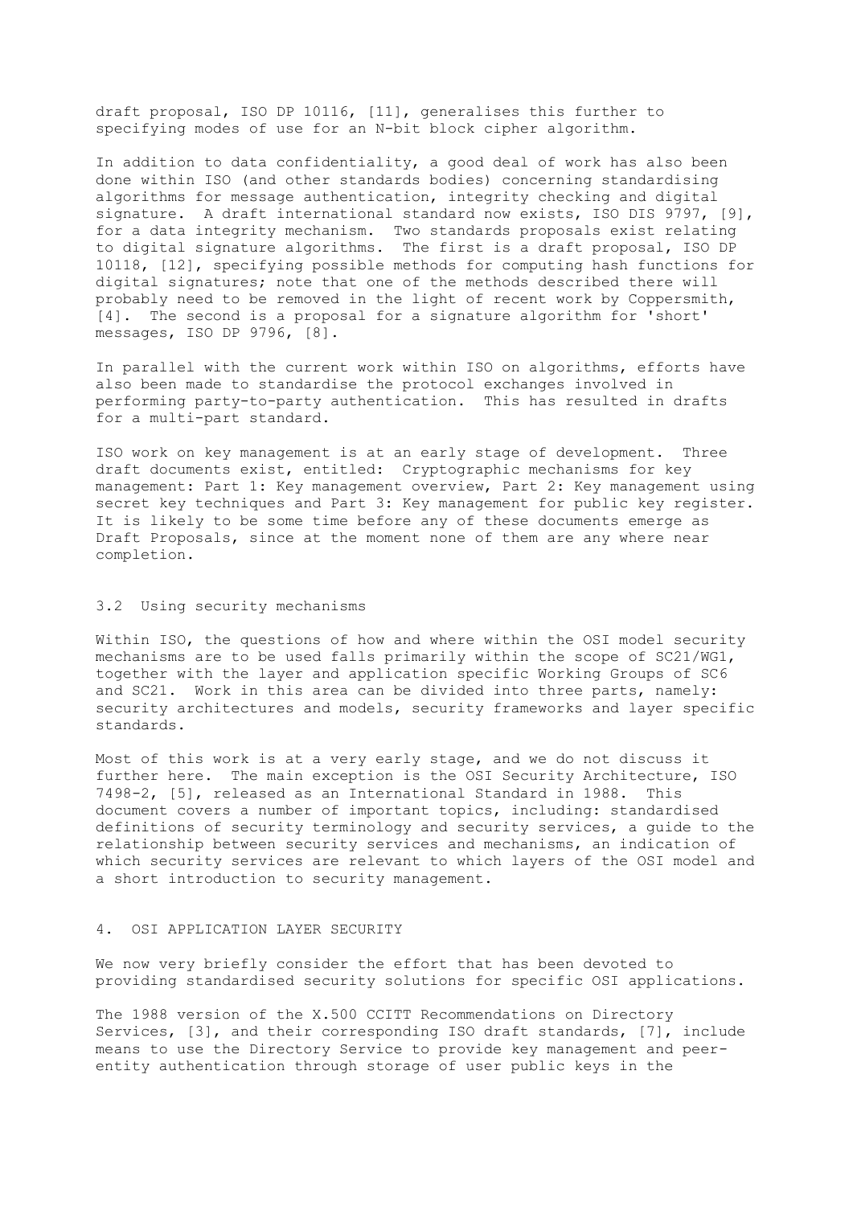draft proposal, ISO DP 10116, [11], generalises this further to specifying modes of use for an N-bit block cipher algorithm.

In addition to data confidentiality, a good deal of work has also been done within ISO (and other standards bodies) concerning standardising algorithms for message authentication, integrity checking and digital signature. A draft international standard now exists, ISO DIS 9797, [9], for a data integrity mechanism. Two standards proposals exist relating to digital signature algorithms. The first is a draft proposal, ISO DP 10118, [12], specifying possible methods for computing hash functions for digital signatures; note that one of the methods described there will probably need to be removed in the light of recent work by Coppersmith, [4]. The second is a proposal for a signature algorithm for 'short' messages, ISO DP 9796, [8].

In parallel with the current work within ISO on algorithms, efforts have also been made to standardise the protocol exchanges involved in performing party-to-party authentication. This has resulted in drafts for a multi-part standard.

ISO work on key management is at an early stage of development. Three draft documents exist, entitled: Cryptographic mechanisms for key management: Part 1: Key management overview, Part 2: Key management using secret key techniques and Part 3: Key management for public key register. It is likely to be some time before any of these documents emerge as Draft Proposals, since at the moment none of them are any where near completion.

### 3.2 Using security mechanisms

Within ISO, the questions of how and where within the OSI model security mechanisms are to be used falls primarily within the scope of SC21/WG1, together with the layer and application specific Working Groups of SC6 and SC21. Work in this area can be divided into three parts, namely: security architectures and models, security frameworks and layer specific standards.

Most of this work is at a very early stage, and we do not discuss it further here. The main exception is the OSI Security Architecture, ISO 7498-2, [5], released as an International Standard in 1988. This document covers a number of important topics, including: standardised definitions of security terminology and security services, a guide to the relationship between security services and mechanisms, an indication of which security services are relevant to which layers of the OSI model and a short introduction to security management.

## 4. OSI APPLICATION LAYER SECURITY

We now very briefly consider the effort that has been devoted to providing standardised security solutions for specific OSI applications.

The 1988 version of the X.500 CCITT Recommendations on Directory Services, [3], and their corresponding ISO draft standards, [7], include means to use the Directory Service to provide key management and peer-entity authentication through storage of user public keys in the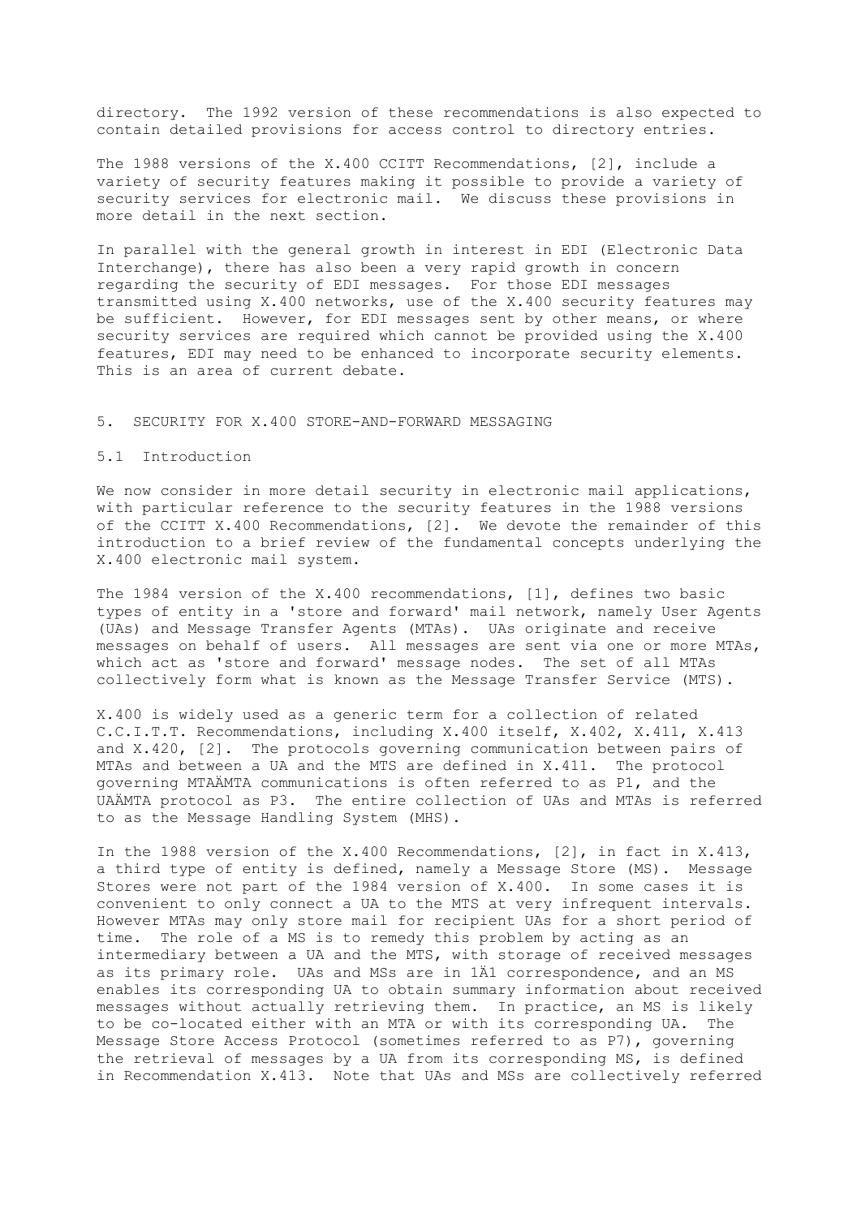directory. The 1992 version of these recommendations is also expected to contain detailed provisions for access control to directory entries.

The 1988 versions of the X.400 CCITT Recommendations, [2], include a variety of security features making it possible to provide a variety of security services for electronic mail. We discuss these provisions in more detail in the next section.

In parallel with the general growth in interest in EDI (Electronic Data Interchange), there has also been a very rapid growth in concern regarding the security of EDI messages. For those EDI messages transmitted using X.400 networks, use of the X.400 security features may be sufficient. However, for EDI messages sent by other means, or where security services are required which cannot be provided using the X.400 features, EDI may need to be enhanced to incorporate security elements. This is an area of current debate.

## 5. SECURITY FOR X.400 STORE-AND-FORWARD MESSAGING

### 5.1 Introduction

We now consider in more detail security in electronic mail applications, with particular reference to the security features in the 1988 versions of the CCITT X.400 Recommendations, [2]. We devote the remainder of this introduction to a brief review of the fundamental concepts underlying the X.400 electronic mail system.

The 1984 version of the X.400 recommendations, [1], defines two basic types of entity in a 'store and forward' mail network, namely User Agents (UAs) and Message Transfer Agents (MTAs). UAs originate and receive messages on behalf of users. All messages are sent via one or more MTAs, which act as 'store and forward' message nodes. The set of all MTAs collectively form what is known as the Message Transfer Service (MTS).

X.400 is widely used as a generic term for a collection of related C.C.I.T.T. Recommendations, including X.400 itself, X.402, X.411, X.413 and X.420, [2]. The protocols governing communication between pairs of MTAs and between a UA and the MTS are defined in X.411. The protocol governing MTAÄMTA communications is often referred to as P1, and the UAÄMTA protocol as P3. The entire collection of UAs and MTAs is referred to as the Message Handling System (MHS).

In the 1988 version of the X.400 Recommendations, [2], in fact in X.413, a third type of entity is defined, namely a Message Store (MS). Message Stores were not part of the 1984 version of X.400. In some cases it is convenient to only connect a UA to the MTS at very infrequent intervals. However MTAs may only store mail for recipient UAs for a short period of time. The role of a MS is to remedy this problem by acting as an intermediary between a UA and the MTS, with storage of received messages as its primary role. UAs and MSs are in 1Ä1 correspondence, and an MS enables its corresponding UA to obtain summary information about received messages without actually retrieving them. In practice, an MS is likely to be co-located either with an MTA or with its corresponding UA. The Message Store Access Protocol (sometimes referred to as P7), governing the retrieval of messages by a UA from its corresponding MS, is defined in Recommendation X.413. Note that UAs and MSs are collectively referred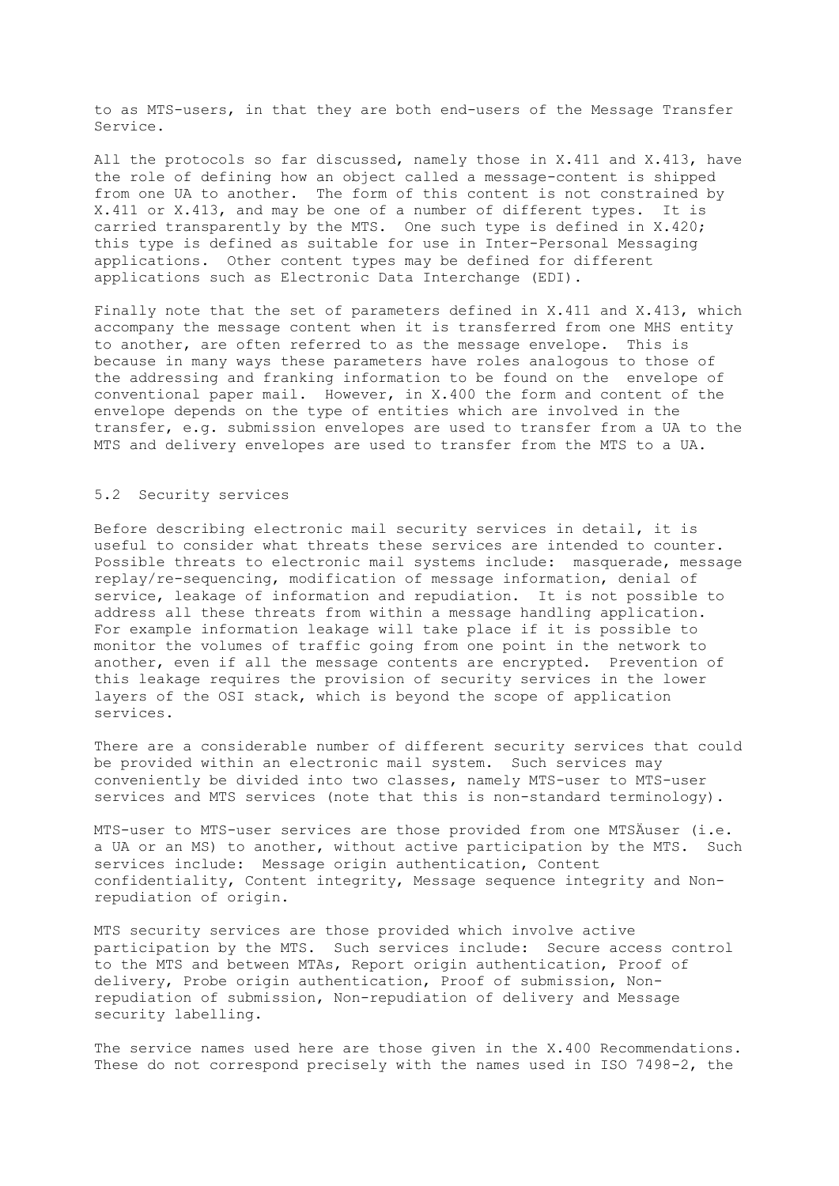to as MTS-users, in that they are both end-users of the Message Transfer Service.

All the protocols so far discussed, namely those in X.411 and X.413, have the role of defining how an object called a message-content is shipped from one UA to another. The form of this content is not constrained by X.411 or X.413, and may be one of a number of different types. It is carried transparently by the MTS. One such type is defined in X.420; this type is defined as suitable for use in Inter-Personal Messaging applications. Other content types may be defined for different applications such as Electronic Data Interchange (EDI).

Finally note that the set of parameters defined in X.411 and X.413, which accompany the message content when it is transferred from one MHS entity to another, are often referred to as the message envelope. This is because in many ways these parameters have roles analogous to those of the addressing and franking information to be found on the envelope of conventional paper mail. However, in X.400 the form and content of the envelope depends on the type of entities which are involved in the transfer, e.g. submission envelopes are used to transfer from a UA to the MTS and delivery envelopes are used to transfer from the MTS to a UA.

## 5.2 Security services

Before describing electronic mail security services in detail, it is useful to consider what threats these services are intended to counter. Possible threats to electronic mail systems include: masquerade, message replay/re-sequencing, modification of message information, denial of service, leakage of information and repudiation. It is not possible to address all these threats from within a message handling application. For example information leakage will take place if it is possible to monitor the volumes of traffic going from one point in the network to another, even if all the message contents are encrypted. Prevention of this leakage requires the provision of security services in the lower layers of the OSI stack, which is beyond the scope of application services.

There are a considerable number of different security services that could be provided within an electronic mail system. Such services may conveniently be divided into two classes, namely MTS-user to MTS-user services and MTS services (note that this is non-standard terminology).

MTS-user to MTS-user services are those provided from one MTSÄuser (i.e. a UA or an MS) to another, without active participation by the MTS. Such services include: Message origin authentication, Content confidentiality, Content integrity, Message sequence integrity and Non-repudiation of origin.

MTS security services are those provided which involve active participation by the MTS. Such services include: Secure access control to the MTS and between MTAs, Report origin authentication, Proof of delivery, Probe origin authentication, Proof of submission, Non-repudiation of submission, Non-repudiation of delivery and Message security labelling.

The service names used here are those given in the X.400 Recommendations. These do not correspond precisely with the names used in ISO 7498-2, the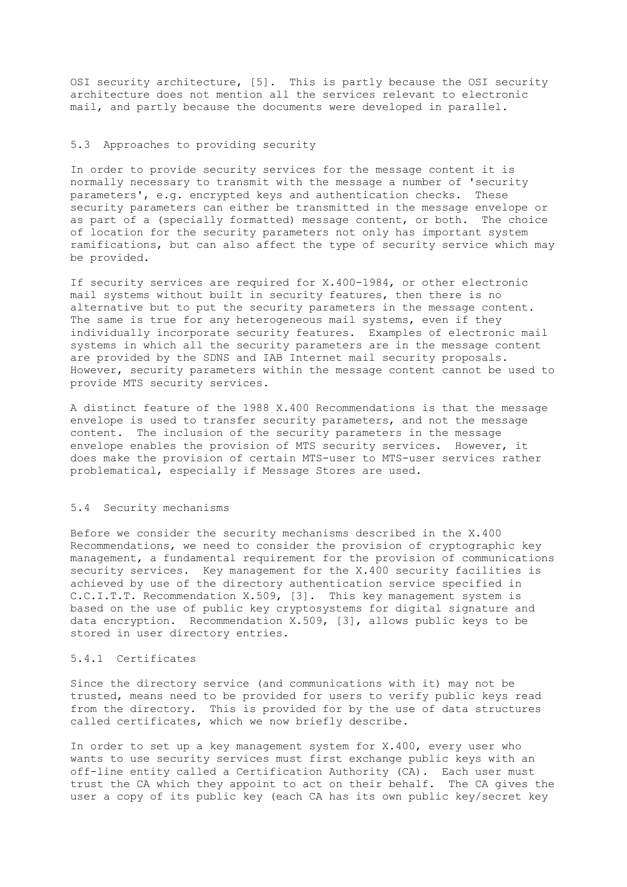OSI security architecture, [5]. This is partly because the OSI security architecture does not mention all the services relevant to electronic mail, and partly because the documents were developed in parallel.

## 5.3 Approaches to providing security

In order to provide security services for the message content it is normally necessary to transmit with the message a number of 'security parameters', e.g. encrypted keys and authentication checks. These security parameters can either be transmitted in the message envelope or as part of a (specially formatted) message content, or both. The choice of location for the security parameters not only has important system ramifications, but can also affect the type of security service which may be provided.

If security services are required for X.400-1984, or other electronic mail systems without built in security features, then there is no alternative but to put the security parameters in the message content. The same is true for any heterogeneous mail systems, even if they individually incorporate security features. Examples of electronic mail systems in which all the security parameters are in the message content are provided by the SDNS and IAB Internet mail security proposals. However, security parameters within the message content cannot be used to provide MTS security services.

A distinct feature of the 1988 X.400 Recommendations is that the message envelope is used to transfer security parameters, and not the message content. The inclusion of the security parameters in the message envelope enables the provision of MTS security services. However, it does make the provision of certain MTS-user to MTS-user services rather problematical, especially if Message Stores are used.

## 5.4 Security mechanisms

Before we consider the security mechanisms described in the X.400 Recommendations, we need to consider the provision of cryptographic key management, a fundamental requirement for the provision of communications security services. Key management for the X.400 security facilities is achieved by use of the directory authentication service specified in C.C.I.T.T. Recommendation X.509, [3]. This key management system is based on the use of public key cryptosystems for digital signature and data encryption. Recommendation X.509, [3], allows public keys to be stored in user directory entries.

### 5.4.1 Certificates

Since the directory service (and communications with it) may not be trusted, means need to be provided for users to verify public keys read from the directory. This is provided for by the use of data structures called certificates, which we now briefly describe.

In order to set up a key management system for X.400, every user who wants to use security services must first exchange public keys with an off-line entity called a Certification Authority (CA). Each user must trust the CA which they appoint to act on their behalf. The CA gives the user a copy of its public key (each CA has its own public key/secret key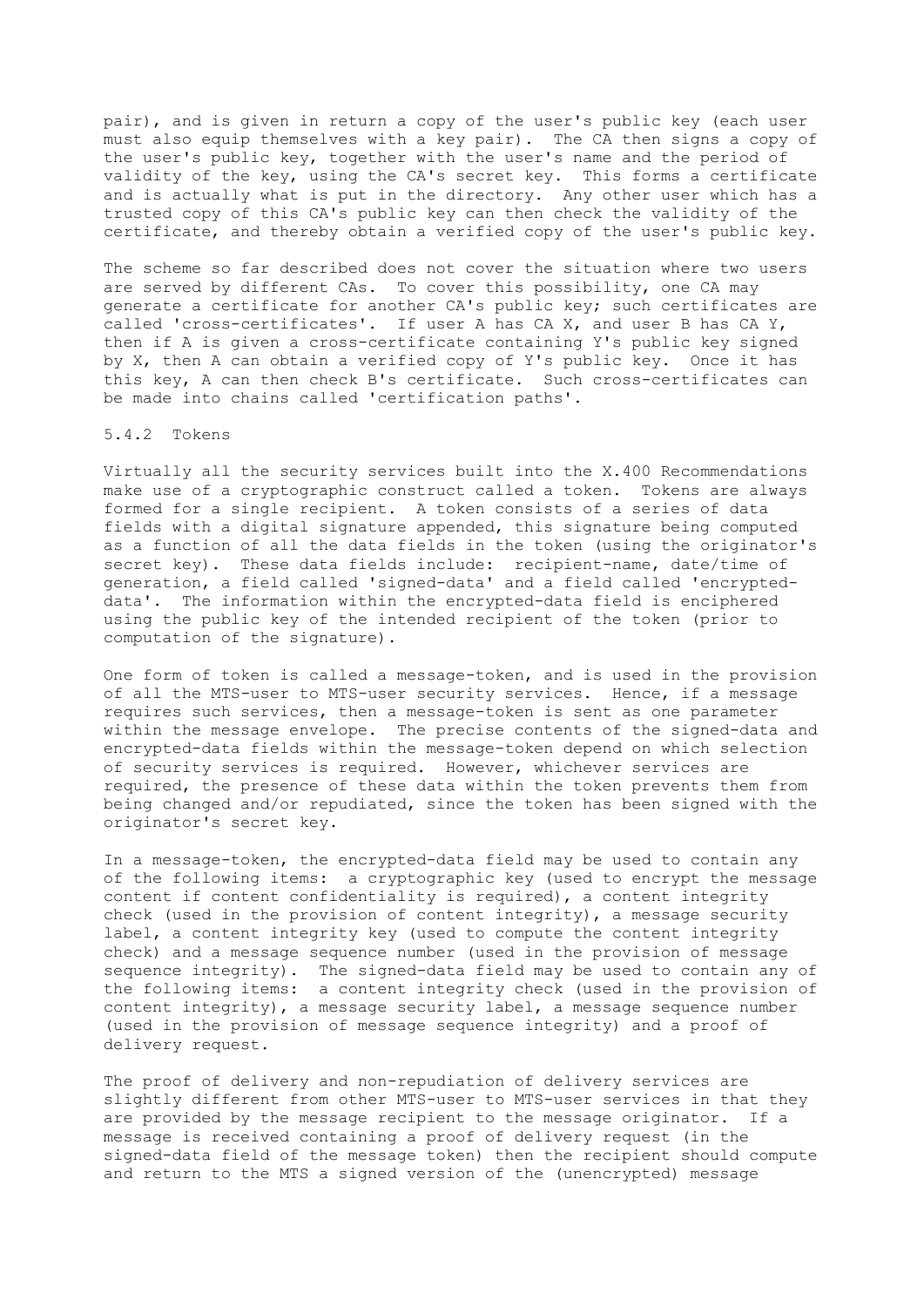pair), and is given in return a copy of the user's public key (each user must also equip themselves with a key pair). The CA then signs a copy of the user's public key, together with the user's name and the period of validity of the key, using the CA's secret key. This forms a certificate and is actually what is put in the directory. Any other user which has a trusted copy of this CA's public key can then check the validity of the certificate, and thereby obtain a verified copy of the user's public key.

The scheme so far described does not cover the situation where two users are served by different CAs. To cover this possibility, one CA may generate a certificate for another CA's public key; such certificates are called 'cross-certificates'. If user A has CA X, and user B has CA Y, then if A is given a cross-certificate containing Y's public key signed by X, then A can obtain a verified copy of Y's public key. Once it has this key, A can then check B's certificate. Such cross-certificates can be made into chains called 'certification paths'.

### 5.4.2 Tokens

Virtually all the security services built into the X.400 Recommendations make use of a cryptographic construct called a token. Tokens are always formed for a single recipient. A token consists of a series of data fields with a digital signature appended, this signature being computed as a function of all the data fields in the token (using the originator's secret key). These data fields include: recipient-name, date/time of generation, a field called 'signed-data' and a field called 'encrypted-data'. The information within the encrypted-data field is enciphered using the public key of the intended recipient of the token (prior to computation of the signature).

One form of token is called a message-token, and is used in the provision of all the MTS-user to MTS-user security services. Hence, if a message requires such services, then a message-token is sent as one parameter within the message envelope. The precise contents of the signed-data and encrypted-data fields within the message-token depend on which selection of security services is required. However, whichever services are required, the presence of these data within the token prevents them from being changed and/or repudiated, since the token has been signed with the originator's secret key.

In a message-token, the encrypted-data field may be used to contain any of the following items: a cryptographic key (used to encrypt the message content if content confidentiality is required), a content integrity check (used in the provision of content integrity), a message security label, a content integrity key (used to compute the content integrity check) and a message sequence number (used in the provision of message sequence integrity). The signed-data field may be used to contain any of the following items: a content integrity check (used in the provision of content integrity), a message security label, a message sequence number (used in the provision of message sequence integrity) and a proof of delivery request.

The proof of delivery and non-repudiation of delivery services are slightly different from other MTS-user to MTS-user services in that they are provided by the message recipient to the message originator. If a message is received containing a proof of delivery request (in the signed-data field of the message token) then the recipient should compute and return to the MTS a signed version of the (unencrypted) message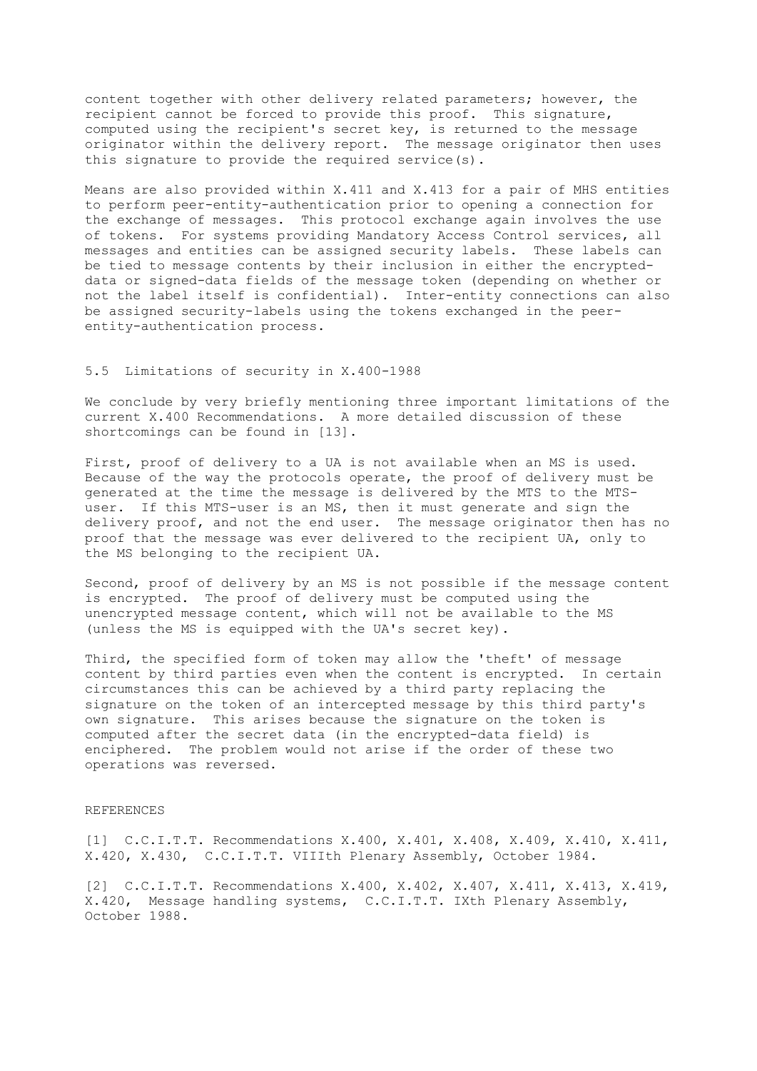content together with other delivery related parameters; however, the recipient cannot be forced to provide this proof. This signature, computed using the recipient's secret key, is returned to the message originator within the delivery report. The message originator then uses this signature to provide the required service(s).

Means are also provided within X.411 and X.413 for a pair of MHS entities to perform peer-entity-authentication prior to opening a connection for the exchange of messages. This protocol exchange again involves the use of tokens. For systems providing Mandatory Access Control services, all messages and entities can be assigned security labels. These labels can be tied to message contents by their inclusion in either the encrypted-data or signed-data fields of the message token (depending on whether or not the label itself is confidential). Inter-entity connections can also be assigned security-labels using the tokens exchanged in the peer-entity-authentication process.

### 5.5 Limitations of security in X.400-1988

We conclude by very briefly mentioning three important limitations of the current X.400 Recommendations. A more detailed discussion of these shortcomings can be found in [13].

First, proof of delivery to a UA is not available when an MS is used. Because of the way the protocols operate, the proof of delivery must be generated at the time the message is delivered by the MTS to the MTS-user. If this MTS-user is an MS, then it must generate and sign the delivery proof, and not the end user. The message originator then has no proof that the message was ever delivered to the recipient UA, only to the MS belonging to the recipient UA.

Second, proof of delivery by an MS is not possible if the message content is encrypted. The proof of delivery must be computed using the unencrypted message content, which will not be available to the MS (unless the MS is equipped with the UA's secret key).

Third, the specified form of token may allow the 'theft' of message content by third parties even when the content is encrypted. In certain circumstances this can be achieved by a third party replacing the signature on the token of an intercepted message by this third party's own signature. This arises because the signature on the token is computed after the secret data (in the encrypted-data field) is enciphered. The problem would not arise if the order of these two operations was reversed.

## REFERENCES

[1] C.C.I.T.T. Recommendations X.400, X.401, X.408, X.409, X.410, X.411, X.420, X.430, C.C.I.T.T. VIIIth Plenary Assembly, October 1984.

[2] C.C.I.T.T. Recommendations X.400, X.402, X.407, X.411, X.413, X.419, X.420, Message handling systems, C.C.I.T.T. IXth Plenary Assembly, October 1988.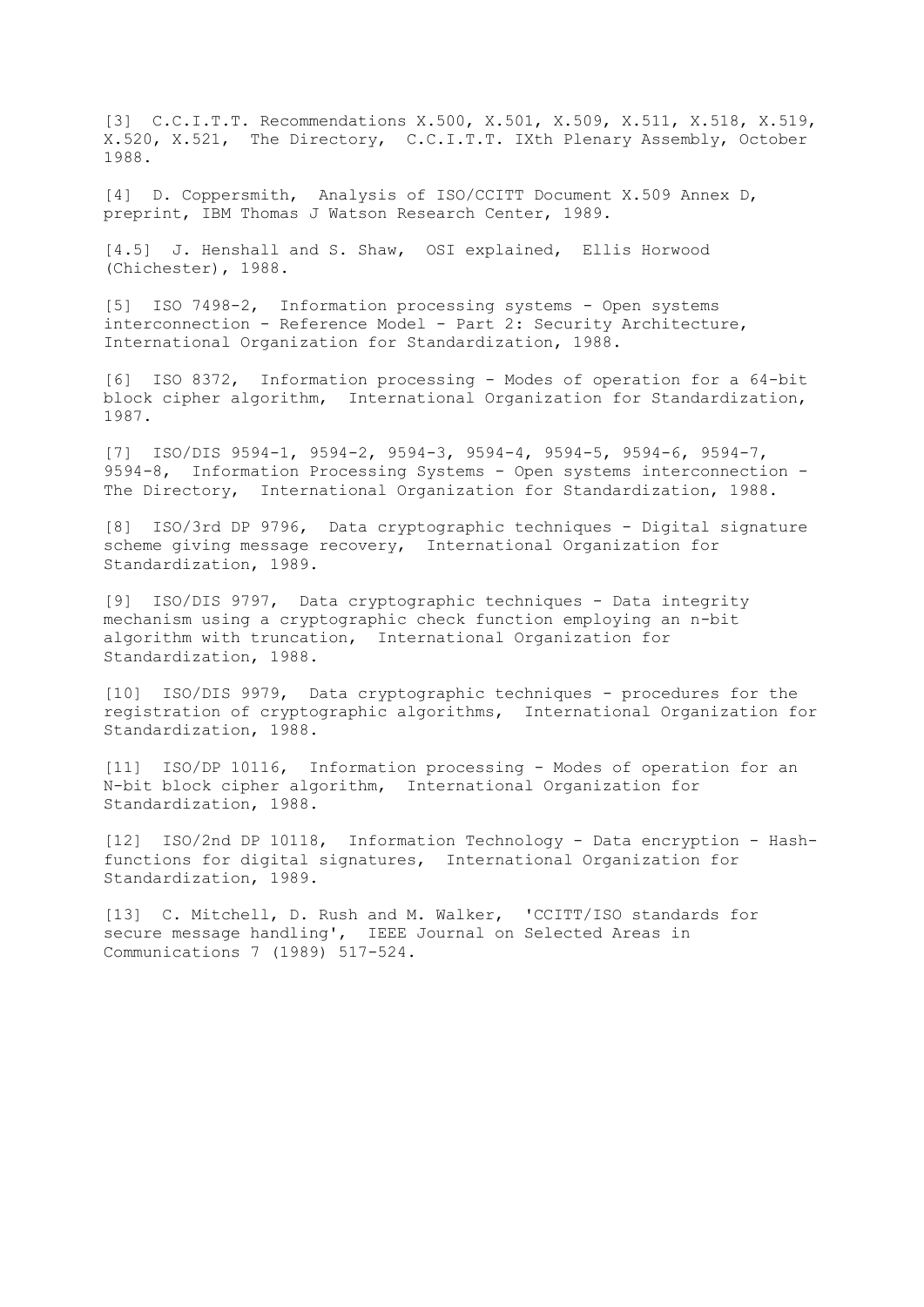[3] C.C.I.T.T. Recommendations X.500, X.501, X.509, X.511, X.518, X.519, X.520, X.521, The Directory, C.C.I.T.T. IXth Plenary Assembly, October 1988.

[4] D. Coppersmith, Analysis of ISO/CCITT Document X.509 Annex D, preprint, IBM Thomas J Watson Research Center, 1989.

[4.5] J. Henshall and S. Shaw, OSI explained, Ellis Horwood (Chichester), 1988.

[5] ISO 7498-2, Information processing systems - Open systems interconnection - Reference Model - Part 2: Security Architecture, International Organization for Standardization, 1988.

[6] ISO 8372, Information processing - Modes of operation for a 64-bit block cipher algorithm, International Organization for Standardization, 1987.

[7] ISO/DIS 9594-1, 9594-2, 9594-3, 9594-4, 9594-5, 9594-6, 9594-7, 9594-8, Information Processing Systems - Open systems interconnection - The Directory, International Organization for Standardization, 1988.

[8] ISO/3rd DP 9796, Data cryptographic techniques - Digital signature scheme giving message recovery, International Organization for Standardization, 1989.

[9] ISO/DIS 9797, Data cryptographic techniques - Data integrity mechanism using a cryptographic check function employing an n-bit algorithm with truncation, International Organization for Standardization, 1988.

[10] ISO/DIS 9979, Data cryptographic techniques - procedures for the registration of cryptographic algorithms, International Organization for Standardization, 1988.

[11] ISO/DP 10116, Information processing - Modes of operation for an N-bit block cipher algorithm, International Organization for Standardization, 1988.

[12] ISO/2nd DP 10118, Information Technology - Data encryption - Hash-functions for digital signatures, International Organization for Standardization, 1989.

[13] C. Mitchell, D. Rush and M. Walker, 'CCITT/ISO standards for secure message handling', IEEE Journal on Selected Areas in Communications 7 (1989) 517-524.